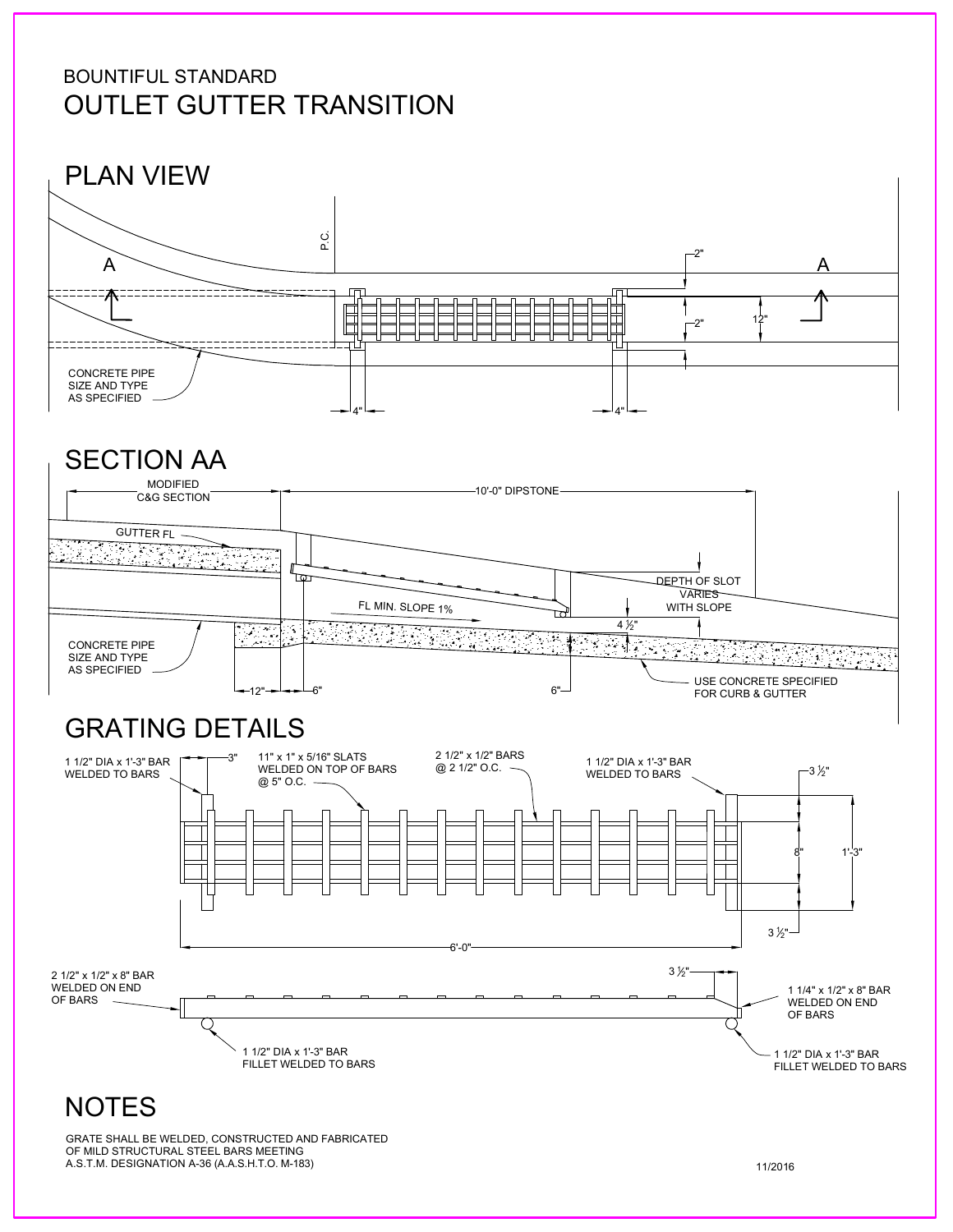BOUNTIFUL STANDARD

# OUTLET GUTTER TRANSITION

## PLAN VIEW

P.C.

A

A

2"

2"

12"

CONCRETE PIPE SIZE AND TYPE AS SPECIFIED

4"

4"

## SECTION AA

MODIFIED C&G SECTION

10'-0" DIPSTONE

GUTTER FL

DEPTH OF SLOT VARIES WITH SLOPE

FL MIN. SLOPE 1%

4 ½"

CONCRETE PIPE SIZE AND TYPE AS SPECIFIED

USE CONCRETE SPECIFIED FOR CURB & GUTTER

12"

6"

6"

## GRATING DETAILS

1 1/2" DIA x 1'-3" BAR WELDED TO BARS

3"

11" x 1" x 5/16" SLATS WELDED ON TOP OF BARS @ 5" O.C.

2 1/2" x 1/2" BARS @ 2 1/2" O.C.

1 1/2" DIA x 1'-3" BAR WELDED TO BARS

3 ½"

8"

1'-3"

3 ½"

6'-0"

2 1/2" x 1/2" x 8" BAR WELDED ON END OF BARS

3 ½"

1 1/4" x 1/2" x 8" BAR WELDED ON END OF BARS

1 1/2" DIA x 1'-3" BAR FILLET WELDED TO BARS

1 1/2" DIA x 1'-3" BAR FILLET WELDED TO BARS

## NOTES

GRATE SHALL BE WELDED, CONSTRUCTED AND FABRICATED OF MILD STRUCTURAL STEEL BARS MEETING A.S.T.M. DESIGNATION A-36 (A.A.S.H.T.O. M-183)

11/2016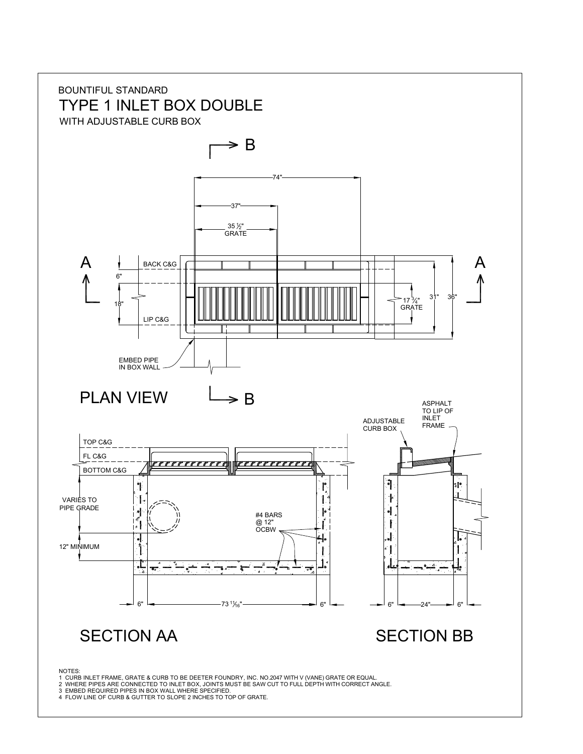BOUNTIFUL STANDARD

# TYPE 1 INLET BOX DOUBLE

WITH ADJUSTABLE CURB BOX

B

74"

37"

35 ½" GRATE

A

BACK C&G

6"

18"

LIP C&G

17 ¾" GRATE

31"

36"

A

EMBED PIPE IN BOX WALL

## PLAN VIEW

B

TOP C&G

FL C&G

BOTTOM C&G

VARIES TO PIPE GRADE

12" MINIMUM

#4 BARS @ 12" OCBW

6"

73 11/16"

6"

## SECTION AA

ADJUSTABLE CURB BOX

ASPHALT TO LIP OF INLET FRAME

6"

24"

6"

## SECTION BB

NOTES:

1 CURB INLET FRAME, GRATE & CURB TO BE DEETER FOUNDRY, INC. NO.2047 WITH V (VANE) GRATE OR EQUAL.
2 WHERE PIPES ARE CONNECTED TO INLET BOX, JOINTS MUST BE SAW CUT TO FULL DEPTH WITH CORRECT ANGLE.
3 EMBED REQUIRED PIPES IN BOX WALL WHERE SPECIFIED.
4 FLOW LINE OF CURB & GUTTER TO SLOPE 2 INCHES TO TOP OF GRATE.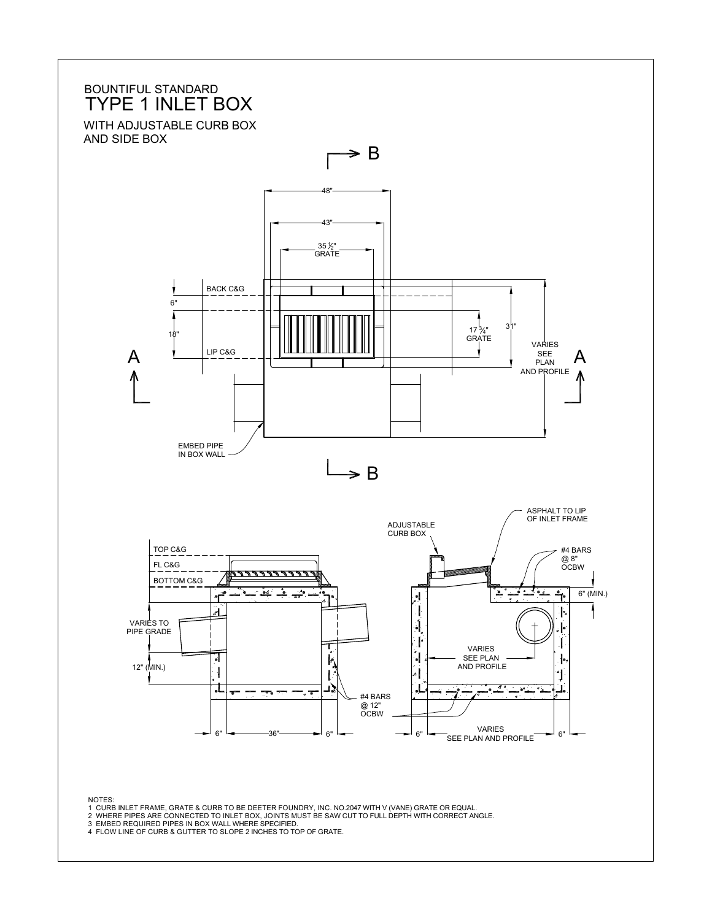BOUNTIFUL STANDARD

# TYPE 1 INLET BOX

WITH ADJUSTABLE CURB BOX
AND SIDE BOX

B

48"

43"

35 ½" GRATE

BACK C&G

6"

18"

LIP C&G

17 ¾" GRATE

31"

VARIES SEE PLAN AND PROFILE

A A

EMBED PIPE IN BOX WALL

B

TOP C&G

FL C&G

BOTTOM C&G

VARIES TO PIPE GRADE

12" (MIN.)

#4 BARS @ 12" OCBW

6" 36" 6"

ADJUSTABLE CURB BOX

ASPHALT TO LIP OF INLET FRAME

#4 BARS @ 8" OCBW

6" (MIN.)

VARIES SEE PLAN AND PROFILE

6" VARIES SEE PLAN AND PROFILE 6"

NOTES:

1. CURB INLET FRAME, GRATE & CURB TO BE DEETER FOUNDRY, INC. NO.2047 WITH V (VANE) GRATE OR EQUAL.
2. WHERE PIPES ARE CONNECTED TO INLET BOX, JOINTS MUST BE SAW CUT TO FULL DEPTH WITH CORRECT ANGLE.
3. EMBED REQUIRED PIPES IN BOX WALL WHERE SPECIFIED.
4. FLOW LINE OF CURB & GUTTER TO SLOPE 2 INCHES TO TOP OF GRATE.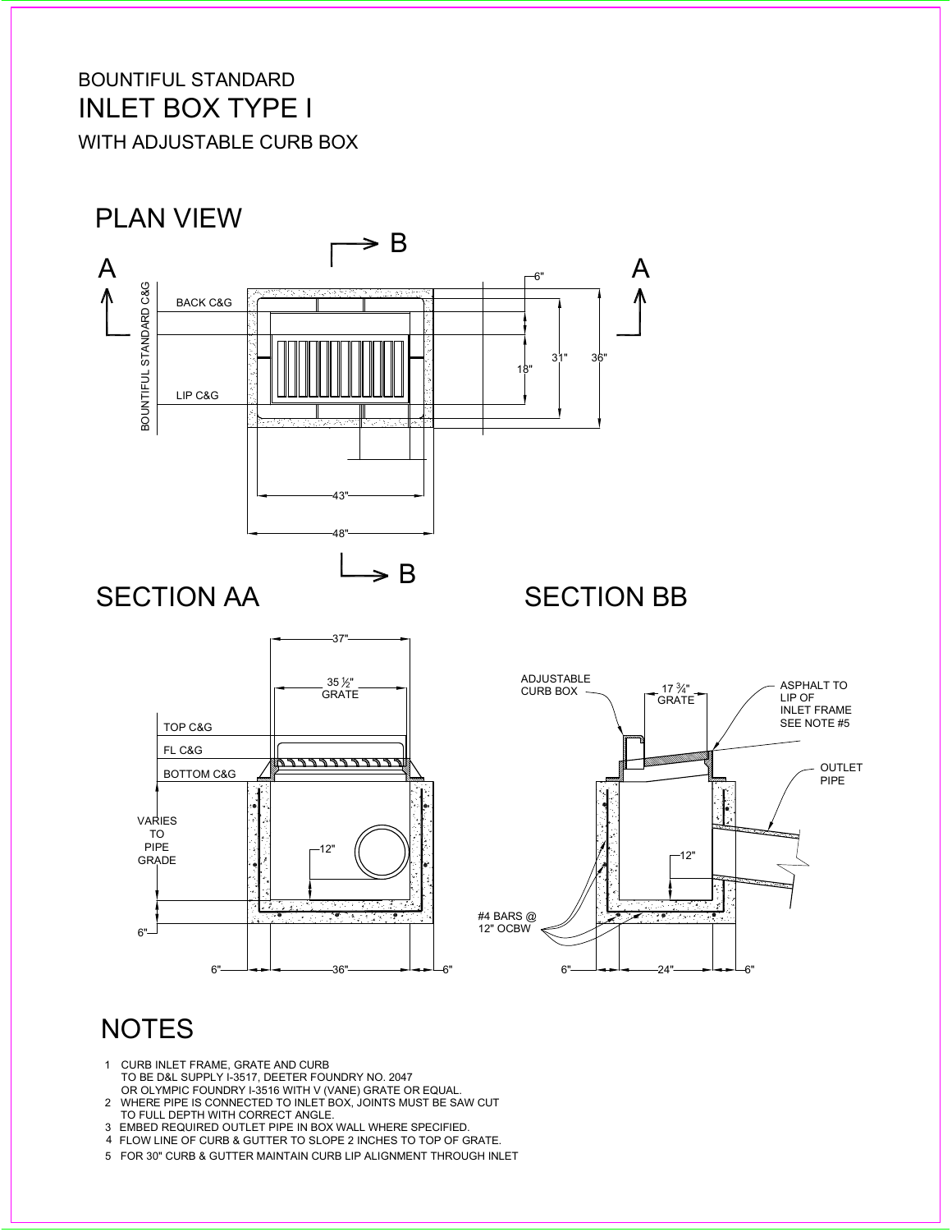BOUNTIFUL STANDARD

# INLET BOX TYPE I

WITH ADJUSTABLE CURB BOX

## PLAN VIEW

A
B
BOUNTIFUL STANDARD C&G
BACK C&G
LIP C&G
6"
18"
31"
36"
43"
48"
B

## SECTION AA

37"
35 ½" GRATE
TOP C&G
FL C&G
BOTTOM C&G
VARIES TO PIPE GRADE
12"
6"
6"
36"
6"

## SECTION BB

ADJUSTABLE CURB BOX
17 ¾" GRATE
ASPHALT TO LIP OF INLET FRAME SEE NOTE #5
OUTLET PIPE
12"
#4 BARS @ 12" OCBW
6"
24"
6"

## NOTES

1. CURB INLET FRAME, GRATE AND CURB TO BE D&L SUPPLY I-3517, DEETER FOUNDRY NO. 2047 OR OLYMPIC FOUNDRY I-3516 WITH V (VANE) GRATE OR EQUAL.
2. WHERE PIPE IS CONNECTED TO INLET BOX, JOINTS MUST BE SAW CUT TO FULL DEPTH WITH CORRECT ANGLE.
3. EMBED REQUIRED OUTLET PIPE IN BOX WALL WHERE SPECIFIED.
4. FLOW LINE OF CURB & GUTTER TO SLOPE 2 INCHES TO TOP OF GRATE.
5. FOR 30" CURB & GUTTER MAINTAIN CURB LIP ALIGNMENT THROUGH INLET